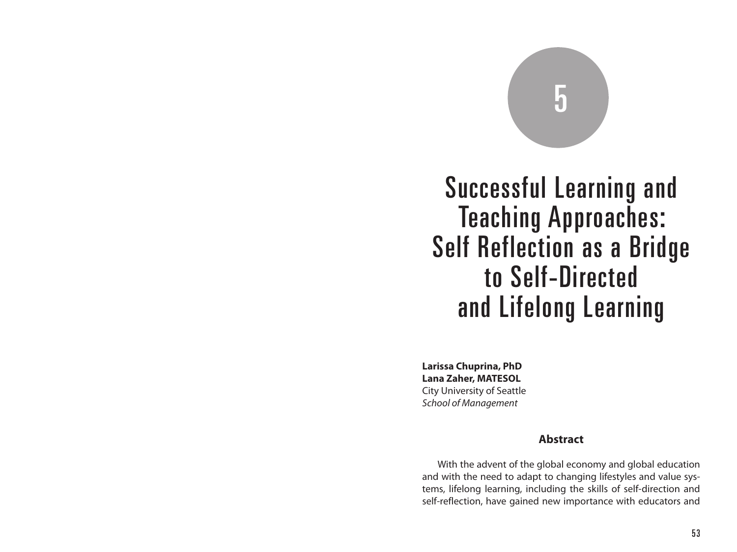# 5

# Successful Learning and Teaching Approaches: Self Reflection as a Bridge to Self-Directed and Lifelong Learning

**Larissa Chuprina, PhD**
**Lana Zaher, MATESOL**
City University of Seattle
*School of Management*

## Abstract

With the advent of the global economy and global education and with the need to adapt to changing lifestyles and value systems, lifelong learning, including the skills of self-direction and self-reflection, have gained new importance with educators and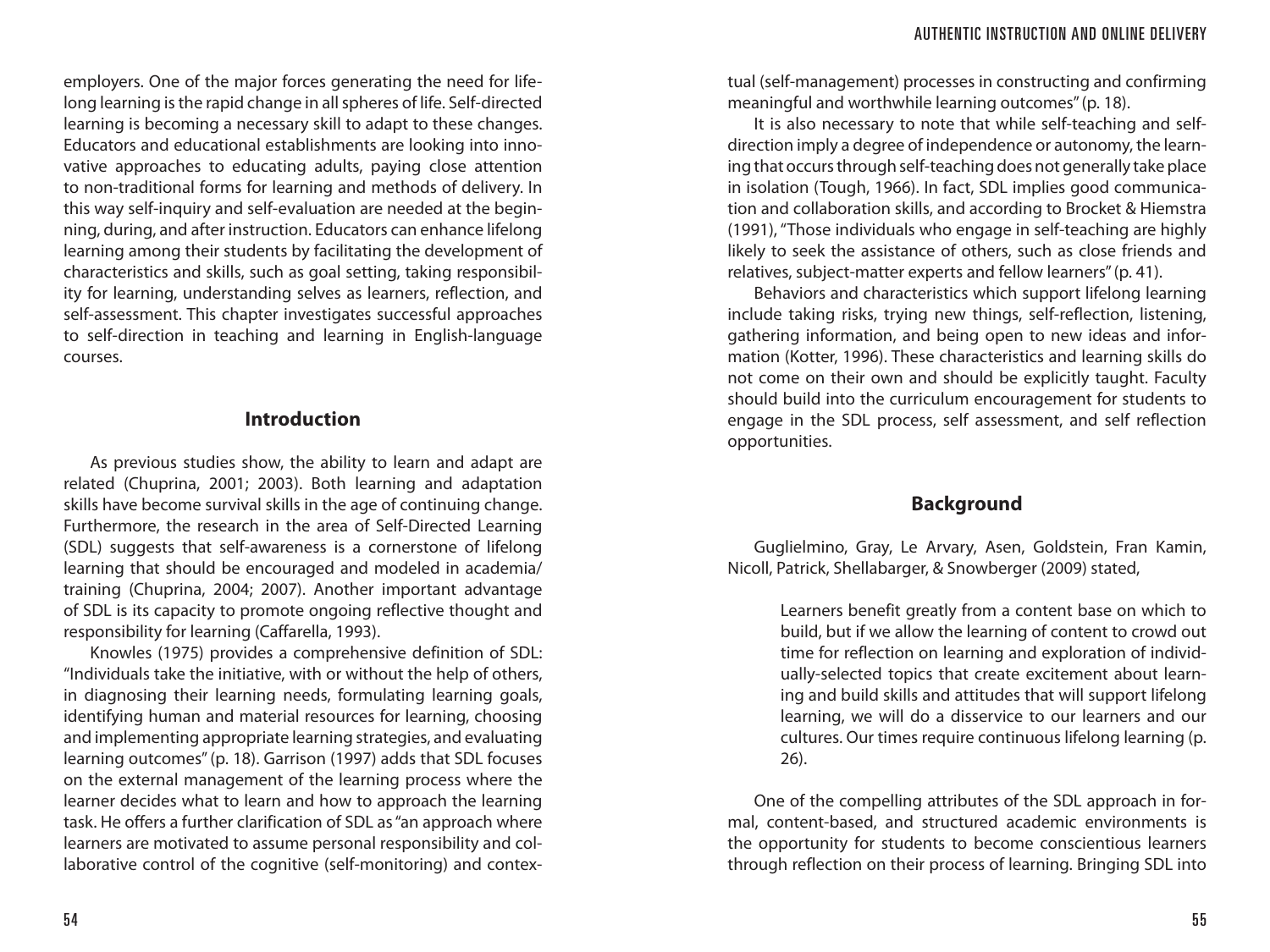employers. One of the major forces generating the need for lifelong learning is the rapid change in all spheres of life. Self-directed learning is becoming a necessary skill to adapt to these changes. Educators and educational establishments are looking into innovative approaches to educating adults, paying close attention to non-traditional forms for learning and methods of delivery. In this way self-inquiry and self-evaluation are needed at the beginning, during, and after instruction. Educators can enhance lifelong learning among their students by facilitating the development of characteristics and skills, such as goal setting, taking responsibility for learning, understanding selves as learners, reflection, and self-assessment. This chapter investigates successful approaches to self-direction in teaching and learning in English-language courses.

## Introduction

As previous studies show, the ability to learn and adapt are related (Chuprina, 2001; 2003). Both learning and adaptation skills have become survival skills in the age of continuing change. Furthermore, the research in the area of Self-Directed Learning (SDL) suggests that self-awareness is a cornerstone of lifelong learning that should be encouraged and modeled in academia/training (Chuprina, 2004; 2007). Another important advantage of SDL is its capacity to promote ongoing reflective thought and responsibility for learning (Caffarella, 1993).

Knowles (1975) provides a comprehensive definition of SDL: "Individuals take the initiative, with or without the help of others, in diagnosing their learning needs, formulating learning goals, identifying human and material resources for learning, choosing and implementing appropriate learning strategies, and evaluating learning outcomes" (p. 18). Garrison (1997) adds that SDL focuses on the external management of the learning process where the learner decides what to learn and how to approach the learning task. He offers a further clarification of SDL as "an approach where learners are motivated to assume personal responsibility and collaborative control of the cognitive (self-monitoring) and contextual (self-management) processes in constructing and confirming meaningful and worthwhile learning outcomes" (p. 18).

It is also necessary to note that while self-teaching and self-direction imply a degree of independence or autonomy, the learning that occurs through self-teaching does not generally take place in isolation (Tough, 1966). In fact, SDL implies good communication and collaboration skills, and according to Brocket & Hiemstra (1991), "Those individuals who engage in self-teaching are highly likely to seek the assistance of others, such as close friends and relatives, subject-matter experts and fellow learners" (p. 41).

Behaviors and characteristics which support lifelong learning include taking risks, trying new things, self-reflection, listening, gathering information, and being open to new ideas and information (Kotter, 1996). These characteristics and learning skills do not come on their own and should be explicitly taught. Faculty should build into the curriculum encouragement for students to engage in the SDL process, self assessment, and self reflection opportunities.

## Background

Guglielmino, Gray, Le Arvary, Asen, Goldstein, Fran Kamin, Nicoll, Patrick, Shellabarger, & Snowberger (2009) stated,

> Learners benefit greatly from a content base on which to build, but if we allow the learning of content to crowd out time for reflection on learning and exploration of individually-selected topics that create excitement about learning and build skills and attitudes that will support lifelong learning, we will do a disservice to our learners and our cultures. Our times require continuous lifelong learning (p. 26).

One of the compelling attributes of the SDL approach in formal, content-based, and structured academic environments is the opportunity for students to become conscientious learners through reflection on their process of learning. Bringing SDL into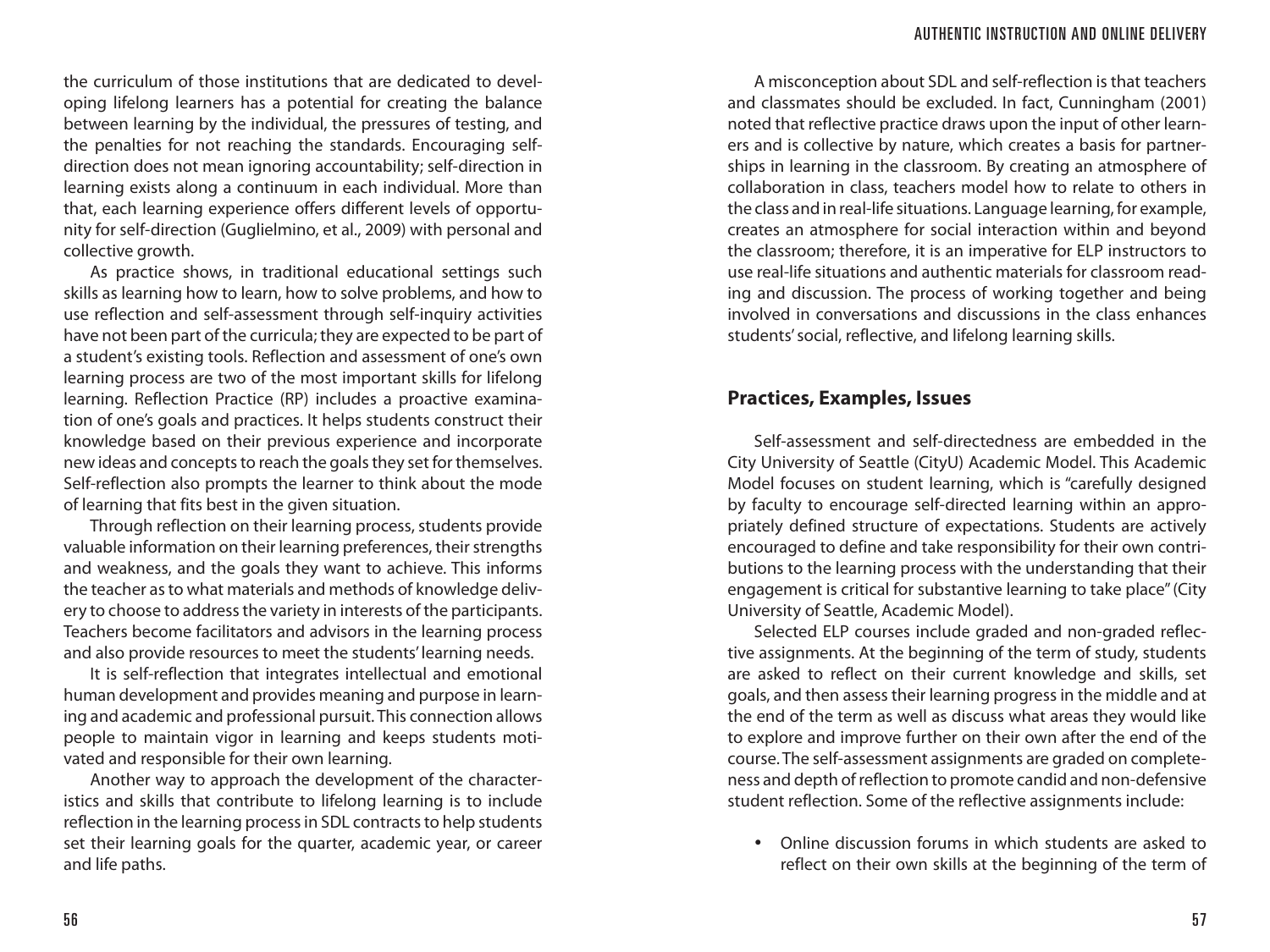the curriculum of those institutions that are dedicated to developing lifelong learners has a potential for creating the balance between learning by the individual, the pressures of testing, and the penalties for not reaching the standards. Encouraging self-direction does not mean ignoring accountability; self-direction in learning exists along a continuum in each individual. More than that, each learning experience offers different levels of opportunity for self-direction (Guglielmino, et al., 2009) with personal and collective growth.

As practice shows, in traditional educational settings such skills as learning how to learn, how to solve problems, and how to use reflection and self-assessment through self-inquiry activities have not been part of the curricula; they are expected to be part of a student's existing tools. Reflection and assessment of one's own learning process are two of the most important skills for lifelong learning. Reflection Practice (RP) includes a proactive examination of one's goals and practices. It helps students construct their knowledge based on their previous experience and incorporate new ideas and concepts to reach the goals they set for themselves. Self-reflection also prompts the learner to think about the mode of learning that fits best in the given situation.

Through reflection on their learning process, students provide valuable information on their learning preferences, their strengths and weakness, and the goals they want to achieve. This informs the teacher as to what materials and methods of knowledge delivery to choose to address the variety in interests of the participants. Teachers become facilitators and advisors in the learning process and also provide resources to meet the students' learning needs.

It is self-reflection that integrates intellectual and emotional human development and provides meaning and purpose in learning and academic and professional pursuit. This connection allows people to maintain vigor in learning and keeps students motivated and responsible for their own learning.

Another way to approach the development of the characteristics and skills that contribute to lifelong learning is to include reflection in the learning process in SDL contracts to help students set their learning goals for the quarter, academic year, or career and life paths.

A misconception about SDL and self-reflection is that teachers and classmates should be excluded. In fact, Cunningham (2001) noted that reflective practice draws upon the input of other learners and is collective by nature, which creates a basis for partnerships in learning in the classroom. By creating an atmosphere of collaboration in class, teachers model how to relate to others in the class and in real-life situations. Language learning, for example, creates an atmosphere for social interaction within and beyond the classroom; therefore, it is an imperative for ELP instructors to use real-life situations and authentic materials for classroom reading and discussion. The process of working together and being involved in conversations and discussions in the class enhances students' social, reflective, and lifelong learning skills.

## Practices, Examples, Issues

Self-assessment and self-directedness are embedded in the City University of Seattle (CityU) Academic Model. This Academic Model focuses on student learning, which is "carefully designed by faculty to encourage self-directed learning within an appropriately defined structure of expectations. Students are actively encouraged to define and take responsibility for their own contributions to the learning process with the understanding that their engagement is critical for substantive learning to take place" (City University of Seattle, Academic Model).

Selected ELP courses include graded and non-graded reflective assignments. At the beginning of the term of study, students are asked to reflect on their current knowledge and skills, set goals, and then assess their learning progress in the middle and at the end of the term as well as discuss what areas they would like to explore and improve further on their own after the end of the course. The self-assessment assignments are graded on completeness and depth of reflection to promote candid and non-defensive student reflection. Some of the reflective assignments include:

- Online discussion forums in which students are asked to reflect on their own skills at the beginning of the term of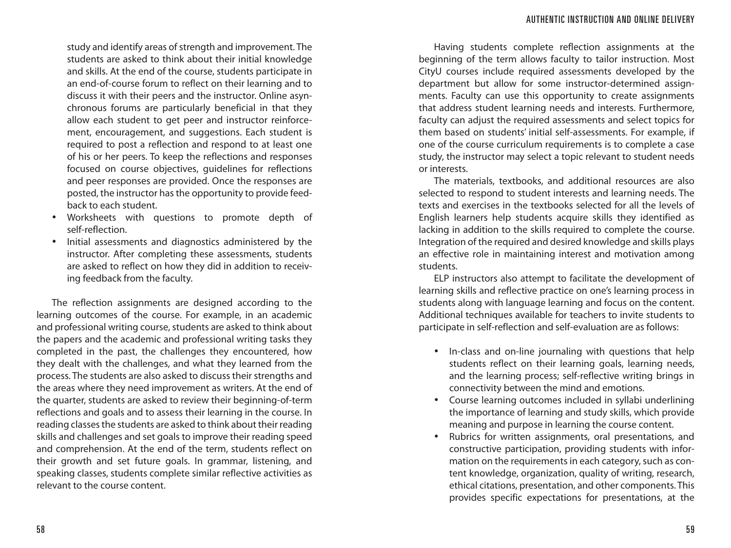study and identify areas of strength and improvement. The students are asked to think about their initial knowledge and skills. At the end of the course, students participate in an end-of-course forum to reflect on their learning and to discuss it with their peers and the instructor. Online asynchronous forums are particularly beneficial in that they allow each student to get peer and instructor reinforcement, encouragement, and suggestions. Each student is required to post a reflection and respond to at least one of his or her peers. To keep the reflections and responses focused on course objectives, guidelines for reflections and peer responses are provided. Once the responses are posted, the instructor has the opportunity to provide feedback to each student.

- Worksheets with questions to promote depth of self-reflection.
- Initial assessments and diagnostics administered by the instructor. After completing these assessments, students are asked to reflect on how they did in addition to receiving feedback from the faculty.

The reflection assignments are designed according to the learning outcomes of the course. For example, in an academic and professional writing course, students are asked to think about the papers and the academic and professional writing tasks they completed in the past, the challenges they encountered, how they dealt with the challenges, and what they learned from the process. The students are also asked to discuss their strengths and the areas where they need improvement as writers. At the end of the quarter, students are asked to review their beginning-of-term reflections and goals and to assess their learning in the course. In reading classes the students are asked to think about their reading skills and challenges and set goals to improve their reading speed and comprehension. At the end of the term, students reflect on their growth and set future goals. In grammar, listening, and speaking classes, students complete similar reflective activities as relevant to the course content.

Having students complete reflection assignments at the beginning of the term allows faculty to tailor instruction. Most CityU courses include required assessments developed by the department but allow for some instructor-determined assignments. Faculty can use this opportunity to create assignments that address student learning needs and interests. Furthermore, faculty can adjust the required assessments and select topics for them based on students' initial self-assessments. For example, if one of the course curriculum requirements is to complete a case study, the instructor may select a topic relevant to student needs or interests.

The materials, textbooks, and additional resources are also selected to respond to student interests and learning needs. The texts and exercises in the textbooks selected for all the levels of English learners help students acquire skills they identified as lacking in addition to the skills required to complete the course. Integration of the required and desired knowledge and skills plays an effective role in maintaining interest and motivation among students.

ELP instructors also attempt to facilitate the development of learning skills and reflective practice on one's learning process in students along with language learning and focus on the content. Additional techniques available for teachers to invite students to participate in self-reflection and self-evaluation are as follows:

- In-class and on-line journaling with questions that help students reflect on their learning goals, learning needs, and the learning process; self-reflective writing brings in connectivity between the mind and emotions.
- Course learning outcomes included in syllabi underlining the importance of learning and study skills, which provide meaning and purpose in learning the course content.
- Rubrics for written assignments, oral presentations, and constructive participation, providing students with information on the requirements in each category, such as content knowledge, organization, quality of writing, research, ethical citations, presentation, and other components. This provides specific expectations for presentations, at the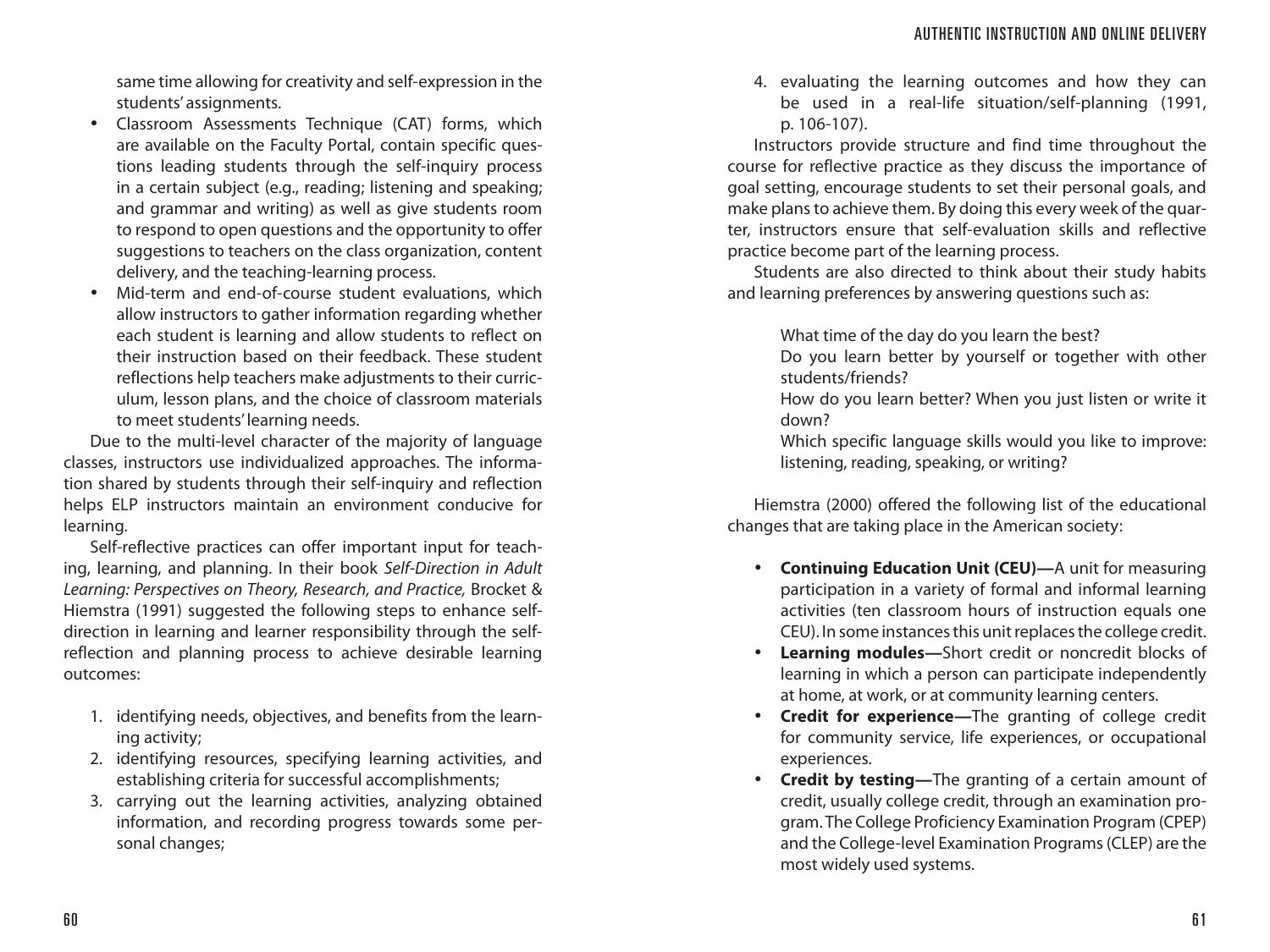same time allowing for creativity and self-expression in the students' assignments.

- Classroom Assessments Technique (CAT) forms, which are available on the Faculty Portal, contain specific questions leading students through the self-inquiry process in a certain subject (e.g., reading; listening and speaking; and grammar and writing) as well as give students room to respond to open questions and the opportunity to offer suggestions to teachers on the class organization, content delivery, and the teaching-learning process.
- Mid-term and end-of-course student evaluations, which allow instructors to gather information regarding whether each student is learning and allow students to reflect on their instruction based on their feedback. These student reflections help teachers make adjustments to their curriculum, lesson plans, and the choice of classroom materials to meet students' learning needs.

Due to the multi-level character of the majority of language classes, instructors use individualized approaches. The information shared by students through their self-inquiry and reflection helps ELP instructors maintain an environment conducive for learning.

Self-reflective practices can offer important input for teaching, learning, and planning. In their book *Self-Direction in Adult Learning: Perspectives on Theory, Research, and Practice,* Brocket & Hiemstra (1991) suggested the following steps to enhance self-direction in learning and learner responsibility through the self-reflection and planning process to achieve desirable learning outcomes:

1. identifying needs, objectives, and benefits from the learning activity;
2. identifying resources, specifying learning activities, and establishing criteria for successful accomplishments;
3. carrying out the learning activities, analyzing obtained information, and recording progress towards some personal changes;
4. evaluating the learning outcomes and how they can be used in a real-life situation/self-planning (1991, p. 106-107).

Instructors provide structure and find time throughout the course for reflective practice as they discuss the importance of goal setting, encourage students to set their personal goals, and make plans to achieve them. By doing this every week of the quarter, instructors ensure that self-evaluation skills and reflective practice become part of the learning process.

Students are also directed to think about their study habits and learning preferences by answering questions such as:

> What time of the day do you learn the best?
> Do you learn better by yourself or together with other students/friends?
> How do you learn better? When you just listen or write it down?
> Which specific language skills would you like to improve: listening, reading, speaking, or writing?

Hiemstra (2000) offered the following list of the educational changes that are taking place in the American society:

- **Continuing Education Unit (CEU)—**A unit for measuring participation in a variety of formal and informal learning activities (ten classroom hours of instruction equals one CEU). In some instances this unit replaces the college credit.
- **Learning modules—**Short credit or noncredit blocks of learning in which a person can participate independently at home, at work, or at community learning centers.
- **Credit for experience—**The granting of college credit for community service, life experiences, or occupational experiences.
- **Credit by testing—**The granting of a certain amount of credit, usually college credit, through an examination program. The College Proficiency Examination Program (CPEP) and the College-level Examination Programs (CLEP) are the most widely used systems.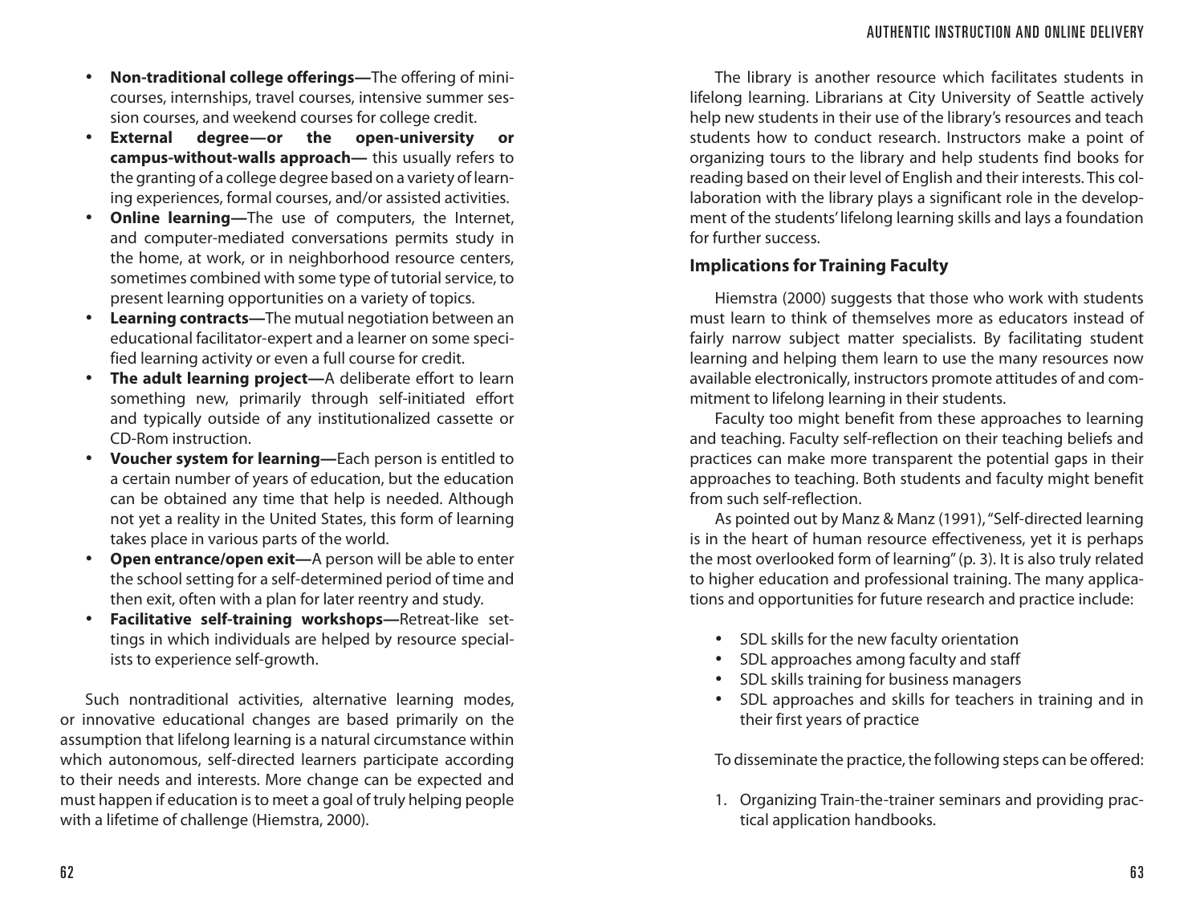- **Non-traditional college offerings—**The offering of mini-courses, internships, travel courses, intensive summer session courses, and weekend courses for college credit.
- **External degree—or the open-university or campus-without-walls approach—** this usually refers to the granting of a college degree based on a variety of learning experiences, formal courses, and/or assisted activities.
- **Online learning—**The use of computers, the Internet, and computer-mediated conversations permits study in the home, at work, or in neighborhood resource centers, sometimes combined with some type of tutorial service, to present learning opportunities on a variety of topics.
- **Learning contracts—**The mutual negotiation between an educational facilitator-expert and a learner on some specified learning activity or even a full course for credit.
- **The adult learning project—**A deliberate effort to learn something new, primarily through self-initiated effort and typically outside of any institutionalized cassette or CD-Rom instruction.
- **Voucher system for learning—**Each person is entitled to a certain number of years of education, but the education can be obtained any time that help is needed. Although not yet a reality in the United States, this form of learning takes place in various parts of the world.
- **Open entrance/open exit—**A person will be able to enter the school setting for a self-determined period of time and then exit, often with a plan for later reentry and study.
- **Facilitative self-training workshops—**Retreat-like settings in which individuals are helped by resource specialists to experience self-growth.

Such nontraditional activities, alternative learning modes, or innovative educational changes are based primarily on the assumption that lifelong learning is a natural circumstance within which autonomous, self-directed learners participate according to their needs and interests. More change can be expected and must happen if education is to meet a goal of truly helping people with a lifetime of challenge (Hiemstra, 2000).

The library is another resource which facilitates students in lifelong learning. Librarians at City University of Seattle actively help new students in their use of the library's resources and teach students how to conduct research. Instructors make a point of organizing tours to the library and help students find books for reading based on their level of English and their interests. This collaboration with the library plays a significant role in the development of the students' lifelong learning skills and lays a foundation for further success.

### Implications for Training Faculty

Hiemstra (2000) suggests that those who work with students must learn to think of themselves more as educators instead of fairly narrow subject matter specialists. By facilitating student learning and helping them learn to use the many resources now available electronically, instructors promote attitudes of and commitment to lifelong learning in their students.

Faculty too might benefit from these approaches to learning and teaching. Faculty self-reflection on their teaching beliefs and practices can make more transparent the potential gaps in their approaches to teaching. Both students and faculty might benefit from such self-reflection.

As pointed out by Manz & Manz (1991), "Self-directed learning is in the heart of human resource effectiveness, yet it is perhaps the most overlooked form of learning" (p. 3). It is also truly related to higher education and professional training. The many applications and opportunities for future research and practice include:

- SDL skills for the new faculty orientation
- SDL approaches among faculty and staff
- SDL skills training for business managers
- SDL approaches and skills for teachers in training and in their first years of practice

To disseminate the practice, the following steps can be offered:

1. Organizing Train-the-trainer seminars and providing practical application handbooks.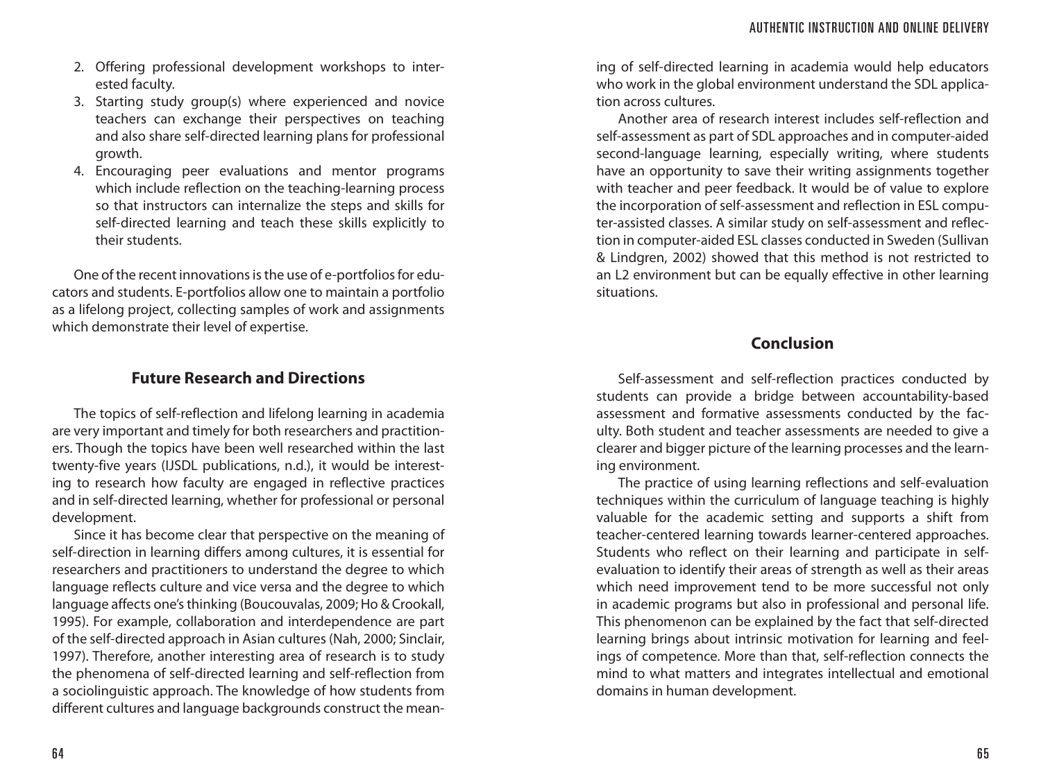2. Offering professional development workshops to interested faculty.
3. Starting study group(s) where experienced and novice teachers can exchange their perspectives on teaching and also share self-directed learning plans for professional growth.
4. Encouraging peer evaluations and mentor programs which include reflection on the teaching-learning process so that instructors can internalize the steps and skills for self-directed learning and teach these skills explicitly to their students.

One of the recent innovations is the use of e-portfolios for educators and students. E-portfolios allow one to maintain a portfolio as a lifelong project, collecting samples of work and assignments which demonstrate their level of expertise.

## Future Research and Directions

The topics of self-reflection and lifelong learning in academia are very important and timely for both researchers and practitioners. Though the topics have been well researched within the last twenty-five years (IJSDL publications, n.d.), it would be interesting to research how faculty are engaged in reflective practices and in self-directed learning, whether for professional or personal development.

Since it has become clear that perspective on the meaning of self-direction in learning differs among cultures, it is essential for researchers and practitioners to understand the degree to which language reflects culture and vice versa and the degree to which language affects one's thinking (Boucouvalas, 2009; Ho & Crookall, 1995). For example, collaboration and interdependence are part of the self-directed approach in Asian cultures (Nah, 2000; Sinclair, 1997). Therefore, another interesting area of research is to study the phenomena of self-directed learning and self-reflection from a sociolinguistic approach. The knowledge of how students from different cultures and language backgrounds construct the meaning of self-directed learning in academia would help educators who work in the global environment understand the SDL application across cultures.

Another area of research interest includes self-reflection and self-assessment as part of SDL approaches and in computer-aided second-language learning, especially writing, where students have an opportunity to save their writing assignments together with teacher and peer feedback. It would be of value to explore the incorporation of self-assessment and reflection in ESL computer-assisted classes. A similar study on self-assessment and reflection in computer-aided ESL classes conducted in Sweden (Sullivan & Lindgren, 2002) showed that this method is not restricted to an L2 environment but can be equally effective in other learning situations.

## Conclusion

Self-assessment and self-reflection practices conducted by students can provide a bridge between accountability-based assessment and formative assessments conducted by the faculty. Both student and teacher assessments are needed to give a clearer and bigger picture of the learning processes and the learning environment.

The practice of using learning reflections and self-evaluation techniques within the curriculum of language teaching is highly valuable for the academic setting and supports a shift from teacher-centered learning towards learner-centered approaches. Students who reflect on their learning and participate in self-evaluation to identify their areas of strength as well as their areas which need improvement tend to be more successful not only in academic programs but also in professional and personal life. This phenomenon can be explained by the fact that self-directed learning brings about intrinsic motivation for learning and feelings of competence. More than that, self-reflection connects the mind to what matters and integrates intellectual and emotional domains in human development.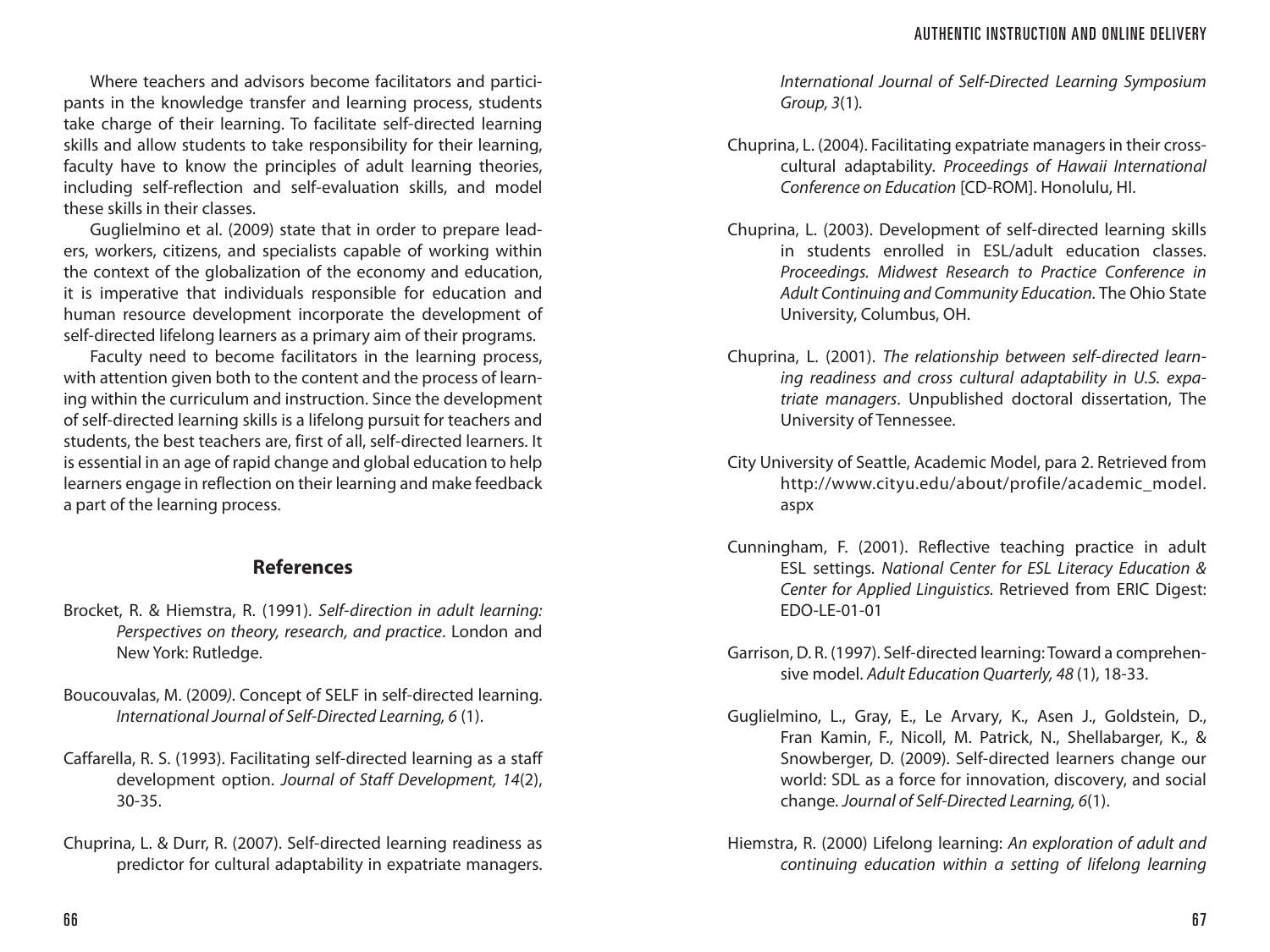Where teachers and advisors become facilitators and participants in the knowledge transfer and learning process, students take charge of their learning. To facilitate self-directed learning skills and allow students to take responsibility for their learning, faculty have to know the principles of adult learning theories, including self-reflection and self-evaluation skills, and model these skills in their classes.

Guglielmino et al. (2009) state that in order to prepare leaders, workers, citizens, and specialists capable of working within the context of the globalization of the economy and education, it is imperative that individuals responsible for education and human resource development incorporate the development of self-directed lifelong learners as a primary aim of their programs.

Faculty need to become facilitators in the learning process, with attention given both to the content and the process of learning within the curriculum and instruction. Since the development of self-directed learning skills is a lifelong pursuit for teachers and students, the best teachers are, first of all, self-directed learners. It is essential in an age of rapid change and global education to help learners engage in reflection on their learning and make feedback a part of the learning process.

## References

Brocket, R. & Hiemstra, R. (1991). *Self-direction in adult learning: Perspectives on theory, research, and practice*. London and New York: Rutledge.

Boucouvalas, M. (2009). Concept of SELF in self-directed learning. *International Journal of Self-Directed Learning, 6* (1).

Caffarella, R. S. (1993). Facilitating self-directed learning as a staff development option. *Journal of Staff Development, 14*(2), 30-35.

Chuprina, L. & Durr, R. (2007). Self-directed learning readiness as predictor for cultural adaptability in expatriate managers. *International Journal of Self-Directed Learning Symposium Group, 3*(1).

Chuprina, L. (2004). Facilitating expatriate managers in their cross-cultural adaptability. *Proceedings of Hawaii International Conference on Education* [CD-ROM]. Honolulu, HI.

Chuprina, L. (2003). Development of self-directed learning skills in students enrolled in ESL/adult education classes. *Proceedings. Midwest Research to Practice Conference in Adult Continuing and Community Education.* The Ohio State University, Columbus, OH.

Chuprina, L. (2001). *The relationship between self-directed learning readiness and cross cultural adaptability in U.S. expatriate managers*. Unpublished doctoral dissertation, The University of Tennessee.

City University of Seattle, Academic Model, para 2. Retrieved from http://www.cityu.edu/about/profile/academic_model.aspx

Cunningham, F. (2001). Reflective teaching practice in adult ESL settings. *National Center for ESL Literacy Education & Center for Applied Linguistics.* Retrieved from ERIC Digest: EDO-LE-01-01

Garrison, D. R. (1997). Self-directed learning: Toward a comprehensive model. *Adult Education Quarterly, 48* (1), 18-33.

Guglielmino, L., Gray, E., Le Arvary, K., Asen J., Goldstein, D., Fran Kamin, F., Nicoll, M. Patrick, N., Shellabarger, K., & Snowberger, D. (2009). Self-directed learners change our world: SDL as a force for innovation, discovery, and social change. *Journal of Self-Directed Learning, 6*(1).

Hiemstra, R. (2000) Lifelong learning: *An exploration of adult and continuing education within a setting of lifelong learning*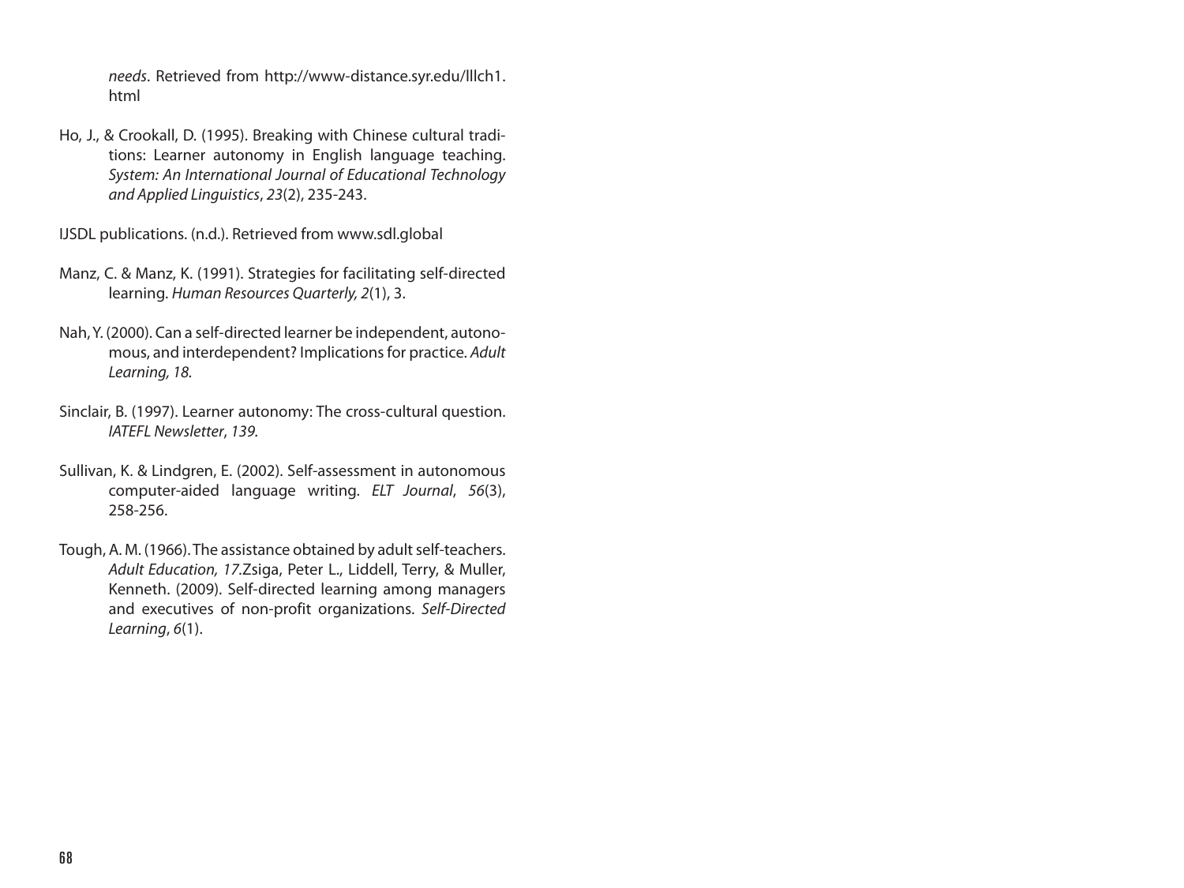*needs*. Retrieved from http://www-distance.syr.edu/lllch1.html

Ho, J., & Crookall, D. (1995). Breaking with Chinese cultural traditions: Learner autonomy in English language teaching. *System: An International Journal of Educational Technology and Applied Linguistics*, *23*(2), 235-243.

IJSDL publications. (n.d.). Retrieved from www.sdl.global

Manz, C. & Manz, K. (1991). Strategies for facilitating self-directed learning. *Human Resources Quarterly, 2*(1), 3.

Nah, Y. (2000). Can a self-directed learner be independent, autonomous, and interdependent? Implications for practice. *Adult Learning, 18*.

Sinclair, B. (1997). Learner autonomy: The cross-cultural question. *IATEFL Newsletter*, *139*.

Sullivan, K. & Lindgren, E. (2002). Self-assessment in autonomous computer-aided language writing. *ELT Journal*, *56*(3), 258-256.

Tough, A. M. (1966). The assistance obtained by adult self-teachers. *Adult Education, 17.*Zsiga, Peter L., Liddell, Terry, & Muller, Kenneth. (2009). Self-directed learning among managers and executives of non-profit organizations. *Self-Directed Learning*, *6*(1).